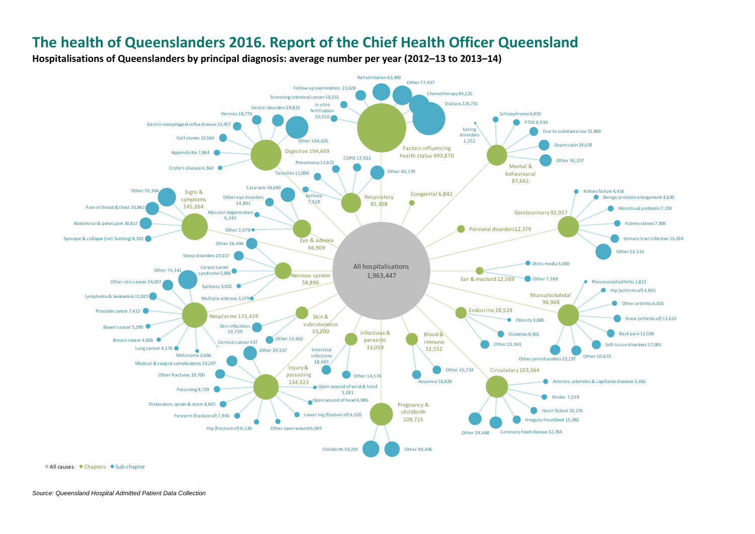# The health of Queenslanders 2016. Report of the Chief Health Officer Queensland

**Hospitalisations of Queenslanders by principal diagnosis: average number per year (2012–13 to 2013–14)**

All hospitalisations 1,963,447

- Factors influencing health status 493,870
  - Dialysis 224,731
  - Chemotherapy 84,225
  - Other 77,457
  - Rehabilitation 63,489
  - Follow-up examination 23,628
  - Screening intestinal cancer 10,331
  - In vitro fertilisation 10,010
- Digestive 194,469
  - Other 104,626
  - Dental disorders 29,823
  - Hernias 18,776
  - Gastro-oesophageal reflux disease 15,457
  - Gall stones 13,564
  - Appendicitis 7,864
  - Crohn's disease 4,360
- Signs & symptoms 145,264
  - Other 70,304
  - Pain in throat & chest 35,842
  - Abdominal & pelvic pain 30,817
  - Syncope & collapse (incl. fainting) 8,302
- Neoplasms 135,419
  - Other 74,141
  - Other skin cancer 24,007
  - Lymphoma & leukaemia 11,825
  - Prostate cancer 7,413
  - Bowel cancer 5,390
  - Breast cancer 4,965
  - Lung cancer 4,176
  - Melanoma 3,066
  - Cervical cancer 437
- Injury & poisoning 134,323
  - Other 39,537
  - Medical & surgical complications 23,297
  - Other fractures 19,700
  - Poisoning 8,729
  - Dislocation, sprain & strain 8,645
  - Forearm (fracture of) 7,945
  - Hip (fracture of) 6,136
  - Other open wound 6,049
  - Lower leg (fracture of) 6,020
  - Open wound of head 4,986
  - Open wound of wrist & hand 3,281
- Pregnancy & childbirth 108,715
  - Childbirth 59,219
  - Other 49,496
- Circulatory 103,564
  - Other 34,448
  - Coronary heart disease 32,784
  - Irregular heartbeat 13,382
  - Heart failure 10,276
  - Stroke 7,019
  - Arteries, arterioles & capillaries diseases 5,656
- Musculoskeletal 96,968
  - Other joint disorders 22,197
  - Other 20,673
  - Soft tissue disorders 17,085
  - Back pain 12,938
  - Knee (arthritis of) 11,613
  - Other arthritis 6,016
  - Hip (arthritis of) 4,635
  - Rheumatoid arthritis 1,813
- Genitourinary 92,957
  - Other 53,510
  - Urinary tract infection 15,334
  - Kidney stones 7,909
  - Menstrual problems 7,159
  - Benign prostate enlargement 4,630
  - Kidney failure 4,416
- Mental & behavioural 87,661
  - Other 30,207
  - Depression 24,439
  - Due to substance use 15,869
  - PTSD 8,936
  - Schizophrenia 6,859
  - Eating disorders 1,352
- Respiratory 85,308
  - Other 40,179
  - COPD 13,922
  - Pneumonia 12,672
  - Tonsilitis 11,008
  - Asthma 7,528
- Eye & adnexa 66,909
  - Cataracts 43,689
  - Other eye disorders 14,801
  - Macular degeneration 6,342
  - Other 2,078
- Nervous system 58,896
  - Other 26,494
  - Sleep disorders 19,017
  - Carpal tunnel syndrome 5,906
  - Epilepsy 3,902
  - Multiple sclerosis 3,579
- Skin & subcutaneous 33,200
  - Skin infections 19,739
  - Other 13,462
- Infectious & parasitic 33,059
  - Intestinal infections 18,485
  - Other 14,574
- Blood & immune 32,552
  - Anaemia 16,828
  - Other 15,724
- Endocrine 28,528
  - Other 15,941
  - Diabetes 8,901
  - Obesity 3,686
- Ear & mastoid 12,569
  - Other 7,569
  - Otitis media 5,000
- Perinatal disorders 12,379
- Congenital 6,842

● All causes ● Chapters ● Sub-chapter

*Source: Queensland Hospital Admitted Patient Data Collection*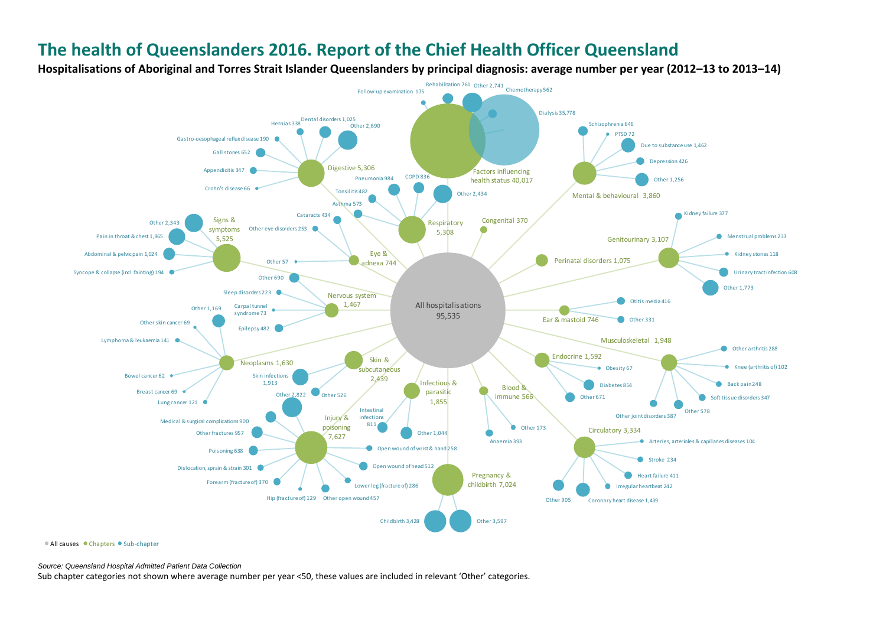# The health of Queenslanders 2016. Report of the Chief Health Officer Queensland

**Hospitalisations of Aboriginal and Torres Strait Islander Queenslanders by principal diagnosis: average number per year (2012–13 to 2013–14)**

All hospitalisations 95,535

- Factors influencing health status 40,017
  - Dialysis 35,778
  - Chemotherapy 562
  - Other 2,741
  - Rehabilitation 761
  - Follow-up examination 175
- Mental & behavioural 3,860
  - Schizophrenia 646
  - PTSD 72
  - Due to substance use 1,462
  - Depression 426
  - Other 1,256
- Congenital 370
- Genitourinary 3,107
  - Kidney failure 377
  - Menstrual problems 233
  - Kidney stones 118
  - Urinary tract infection 608
  - Other 1,773
- Perinatal disorders 1,075
- Ear & mastoid 746
  - Otitis media 416
  - Other 331
- Musculoskeletal 1,948
  - Other arthritis 288
  - Knee (arthritis of) 102
  - Back pain 248
  - Soft tissue disorders 347
  - Other 578
  - Other joint disorders 387
- Endocrine 1,592
  - Obesity 67
  - Diabetes 854
  - Other 671
- Circulatory 3,334
  - Arteries, arterioles & capillaries diseases 104
  - Stroke 234
  - Heart failure 411
  - Irregular heartbeat 242
  - Coronary heart disease 1,439
  - Other 905
- Blood & immune 566
  - Anaemia 393
  - Other 173
- Pregnancy & childbirth 7,024
  - Childbirth 3,428
  - Other 3,597
- Infectious & parasitic 1,855
  - Intestinal infections 811
  - Other 1,044
- Injury & poisoning 7,627
  - Other 2,822
  - Medical & surgical complications 900
  - Other fractures 957
  - Poisoning 638
  - Dislocation, sprain & strain 301
  - Forearm (fracture of) 370
  - Hip (fracture of) 129
  - Other open wound 457
  - Lower leg (fracture of) 286
  - Open wound of head 512
  - Open wound of wrist & hand 258
- Skin & subcutaneous 2,439
  - Skin infections 1,913
  - Other 526
- Neoplasms 1,630
  - Other 1,169
  - Other skin cancer 69
  - Lymphoma & leukaemia 141
  - Bowel cancer 62
  - Breast cancer 69
  - Lung cancer 121
- Nervous system 1,467
  - Other 690
  - Sleep disorders 223
  - Carpal tunnel syndrome 73
  - Epilepsy 482
- Signs & symptoms 5,525
  - Other 2,343
  - Pain in throat & chest 1,965
  - Abdominal & pelvic pain 1,024
  - Syncope & collapse (incl. fainting) 194
- Eye & adnexa 744
  - Cataracts 434
  - Other eye disorders 253
  - Other 57
- Respiratory 5,308
  - Asthma 573
  - Tonsilitis 482
  - Pneumonia 984
  - COPD 836
  - Other 2,434
- Digestive 5,306
  - Hernias 338
  - Dental disorders 1,025
  - Other 2,690
  - Gastro-oesophageal reflux disease 190
  - Gall stones 652
  - Appendicitis 347
  - Crohn's disease 66

● All causes ● Chapters ● Sub-chapter

*Source: Queensland Hospital Admitted Patient Data Collection*

Sub chapter categories not shown where average number per year <50, these values are included in relevant 'Other' categories.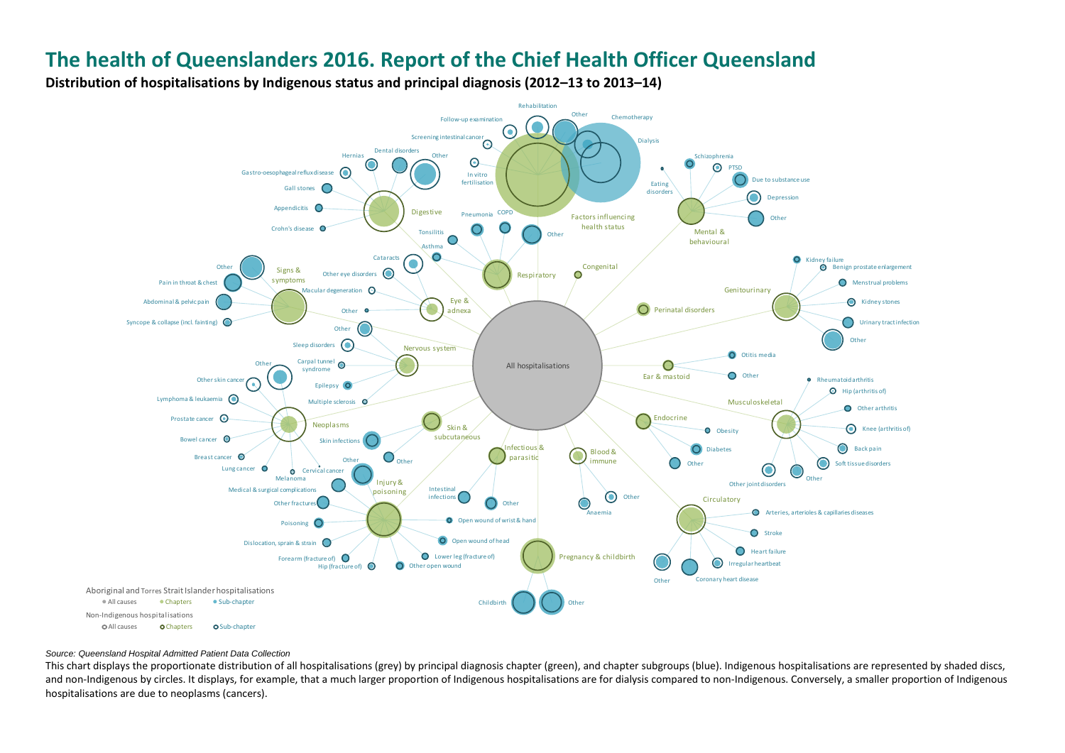# The health of Queenslanders 2016. Report of the Chief Health Officer Queensland

**Distribution of hospitalisations by Indigenous status and principal diagnosis (2012–13 to 2013–14)**

All hospitalisations

Factors influencing health status: Rehabilitation, Other, Chemotherapy, Dialysis, Follow-up examination, Screening intestinal cancer, In vitro fertilisation

Digestive: Hernias, Dental disorders, Other, Gastro-oesophageal reflux disease, Gall stones, Appendicitis, Crohn's disease

Mental & behavioural: Schizophrenia, PTSD, Due to substance use, Eating disorders, Depression, Other

Respiratory: Pneumonia, COPD, Tonsilitis, Asthma, Other

Congenital

Signs & symptoms: Other, Pain in throat & chest, Abdominal & pelvic pain, Syncope & collapse (incl. fainting)

Eye & adnexa: Cataracts, Other eye disorders, Macular degeneration, Other

Perinatal disorders

Genitourinary: Kidney failure, Benign prostate enlargement, Menstrual problems, Kidney stones, Urinary tract infection, Other

Nervous system: Other, Sleep disorders, Carpal tunnel syndrome, Epilepsy, Multiple sclerosis

Ear & mastoid: Otitis media, Other

Musculoskeletal: Rheumatoid arthritis, Hip (arthritis of), Other arthritis, Knee (arthritis of), Back pain, Soft tissue disorders, Other joint disorders, Other

Neoplasms: Other, Other skin cancer, Lymphoma & leukaemia, Prostate cancer, Bowel cancer, Breast cancer, Lung cancer, Melanoma, Cervical cancer

Skin & subcutaneous: Skin infections, Other

Infectious & parasitic: Intestinal infections, Other

Blood & immune: Anaemia, Other

Endocrine: Obesity, Diabetes, Other

Injury & poisoning: Other, Medical & surgical complications, Other fractures, Poisoning, Dislocation, sprain & strain, Forearm (fracture of), Hip (fracture of), Other open wound, Lower leg (fracture of), Open wound of head, Open wound of wrist & hand

Circulatory: Arteries, arterioles & capillaries diseases, Stroke, Heart failure, Irregular heartbeat, Coronary heart disease, Other

Pregnancy & childbirth: Childbirth, Other

Aboriginal and Torres Strait Islander hospitalisations
- All causes
- Chapters
- Sub-chapter

Non-Indigenous hospitalisations
- All causes
- Chapters
- Sub-chapter

*Source: Queensland Hospital Admitted Patient Data Collection*

This chart displays the proportionate distribution of all hospitalisations (grey) by principal diagnosis chapter (green), and chapter subgroups (blue). Indigenous hospitalisations are represented by shaded discs, and non-Indigenous by circles. It displays, for example, that a much larger proportion of Indigenous hospitalisations are for dialysis compared to non-Indigenous. Conversely, a smaller proportion of Indigenous hospitalisations are due to neoplasms (cancers).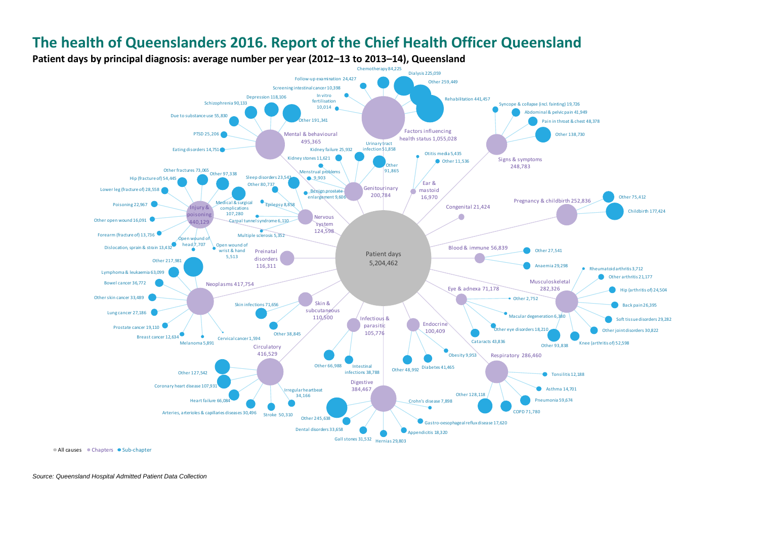# The health of Queenslanders 2016. Report of the Chief Health Officer Queensland

**Patient days by principal diagnosis: average number per year (2012–13 to 2013–14), Queensland**

Patient days 5,204,462

- Factors influencing health status 1,055,028
  - Chemotherapy 84,225
  - Dialysis 225,059
  - Other 259,449
  - Rehabilitation 441,457
  - Follow-up examination 24,427
  - Screening intestinal cancer 10,398
  - In vitro fertilisation 10,014
- Mental & behavioural 495,365
  - Depression 118,106
  - Schizophrenia 90,133
  - Other 191,341
  - Due to substance use 55,830
  - PTSD 25,206
  - Eating disorders 14,751
- Signs & symptoms 248,783
  - Syncope & collapse (incl. fainting) 19,726
  - Abdominal & pelvic pain 41,949
  - Pain in throat & chest 48,378
  - Other 138,730
- Genitourinary 200,784
  - Urinary tract infection 51,858
  - Kidney failure 25,932
  - Kidney stones 11,621
  - Other 91,865
  - Menstrual problems 9,903
  - Benign prostate enlargement 9,606
- Ear & mastoid 16,970
  - Otitis media 5,435
  - Other 11,536
- Injury & poisoning 440,129
  - Other fractures 73,065
  - Other 97,338
  - Hip (fracture of) 54,445
  - Lower leg (fracture of) 28,558
  - Poisoning 22,967
  - Medical & surgical complications 107,280
  - Other open wound 16,091
  - Forearm (fracture of) 13,736
  - Dislocation, sprain & strain 13,432
  - Open wound of head 7,707
  - Open wound of wrist & hand 5,513
- Nervous system 124,598
  - Sleep disorders 23,543
  - Other 80,737
  - Epilepsy 8,858
  - Carpal tunnel syndrome 6,110
  - Multiple sclerosis 5,352
- Congenital 21,424
- Pregnancy & childbirth 252,836
  - Other 75,412
  - Childbirth 177,424
- Blood & immune 56,839
  - Other 27,541
  - Anaemia 29,298
- Perinatal disorders 116,311
- Neoplasms 417,754
  - Other 217,981
  - Lymphoma & leukaemia 63,099
  - Bowel cancer 36,772
  - Other skin cancer 33,489
  - Lung cancer 27,186
  - Prostate cancer 19,110
  - Breast cancer 12,634
  - Melanoma 5,891
  - Cervical cancer 1,594
- Skin & subcutaneous 110,500
  - Skin infections 71,656
  - Other 38,845
- Eye & adnexa 71,178
  - Other 2,752
  - Macular degeneration 6,380
  - Other eye disorders 18,210
  - Cataracts 43,836
- Musculoskeletal 282,326
  - Rheumatoid arthritis 3,712
  - Other arthritis 21,177
  - Hip (arthritis of) 24,504
  - Back pain 26,395
  - Soft tissue disorders 29,282
  - Other joint disorders 30,822
  - Knee (arthritis of) 52,598
  - Other 93,838
- Infectious & parasitic 105,776
  - Other 66,988
  - Intestinal infections 38,788
- Endocrine 100,409
  - Obesity 9,953
  - Diabetes 41,465
  - Other 48,992
- Respiratory 286,460
  - Tonsilitis 12,188
  - Asthma 14,701
  - Pneumonia 59,674
  - COPD 71,780
  - Other 128,118
- Circulatory 416,529
  - Other 127,542
  - Coronary heart disease 107,931
  - Heart failure 66,084
  - Arteries, arterioles & capillaries diseases 30,496
  - Stroke 50,310
  - Irregular heartbeat 34,166
- Digestive 384,467
  - Other 245,638
  - Dental disorders 33,658
  - Gall stones 31,532
  - Hernias 29,803
  - Appendicitis 18,320
  - Gastro-oesophageal reflux disease 17,620
  - Crohn's disease 7,898

● All causes ● Chapters ● Sub-chapter

*Source: Queensland Hospital Admitted Patient Data Collection*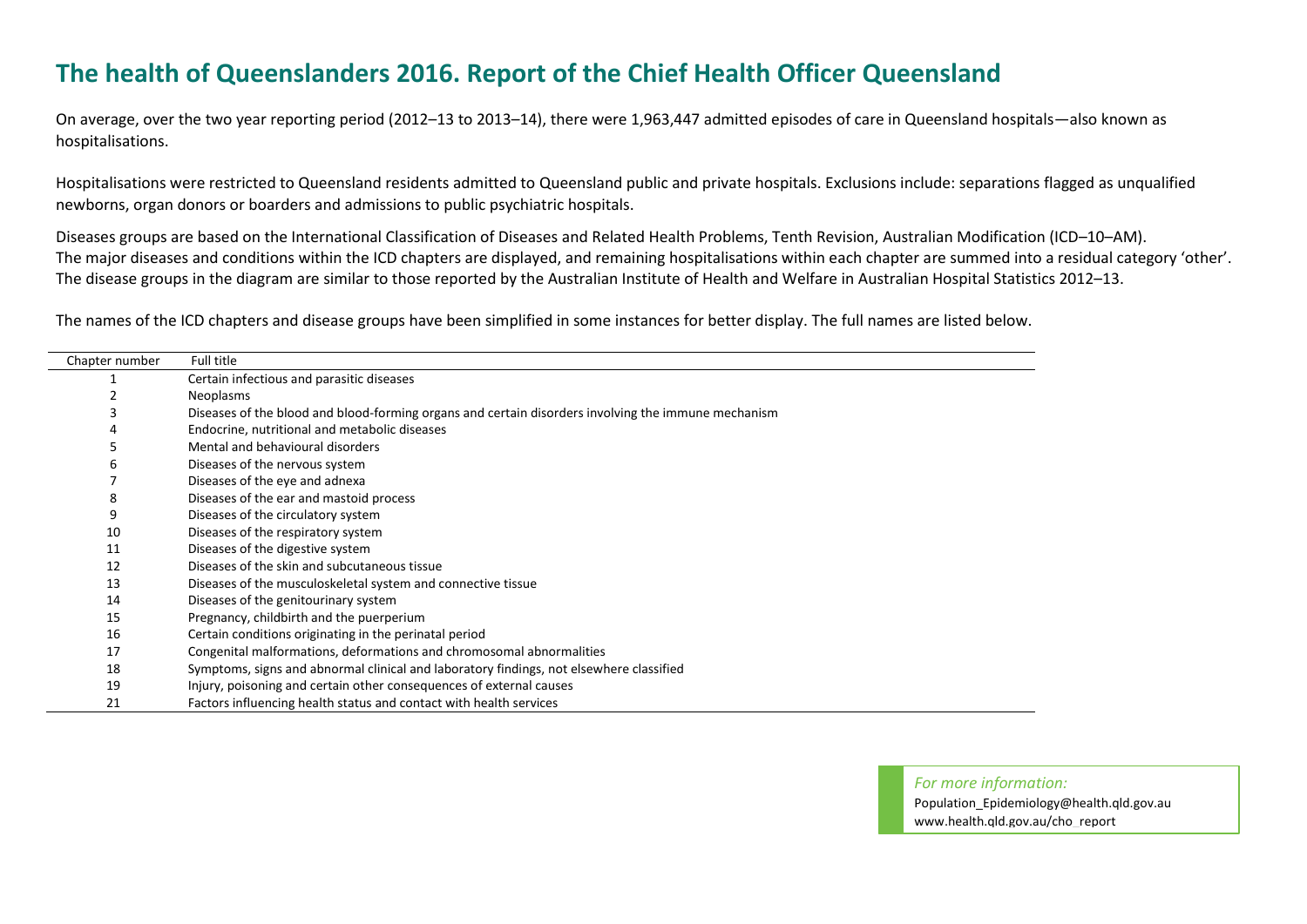# The health of Queenslanders 2016. Report of the Chief Health Officer Queensland

On average, over the two year reporting period (2012–13 to 2013–14), there were 1,963,447 admitted episodes of care in Queensland hospitals—also known as hospitalisations.

Hospitalisations were restricted to Queensland residents admitted to Queensland public and private hospitals. Exclusions include: separations flagged as unqualified newborns, organ donors or boarders and admissions to public psychiatric hospitals.

Diseases groups are based on the International Classification of Diseases and Related Health Problems, Tenth Revision, Australian Modification (ICD–10–AM). The major diseases and conditions within the ICD chapters are displayed, and remaining hospitalisations within each chapter are summed into a residual category 'other'. The disease groups in the diagram are similar to those reported by the Australian Institute of Health and Welfare in Australian Hospital Statistics 2012–13.

The names of the ICD chapters and disease groups have been simplified in some instances for better display. The full names are listed below.

| Chapter number | Full title |
|---|---|
| 1 | Certain infectious and parasitic diseases |
| 2 | Neoplasms |
| 3 | Diseases of the blood and blood-forming organs and certain disorders involving the immune mechanism |
| 4 | Endocrine, nutritional and metabolic diseases |
| 5 | Mental and behavioural disorders |
| 6 | Diseases of the nervous system |
| 7 | Diseases of the eye and adnexa |
| 8 | Diseases of the ear and mastoid process |
| 9 | Diseases of the circulatory system |
| 10 | Diseases of the respiratory system |
| 11 | Diseases of the digestive system |
| 12 | Diseases of the skin and subcutaneous tissue |
| 13 | Diseases of the musculoskeletal system and connective tissue |
| 14 | Diseases of the genitourinary system |
| 15 | Pregnancy, childbirth and the puerperium |
| 16 | Certain conditions originating in the perinatal period |
| 17 | Congenital malformations, deformations and chromosomal abnormalities |
| 18 | Symptoms, signs and abnormal clinical and laboratory findings, not elsewhere classified |
| 19 | Injury, poisoning and certain other consequences of external causes |
| 21 | Factors influencing health status and contact with health services |

*For more information:*

Population_Epidemiology@health.qld.gov.au

www.health.qld.gov.au/cho_report